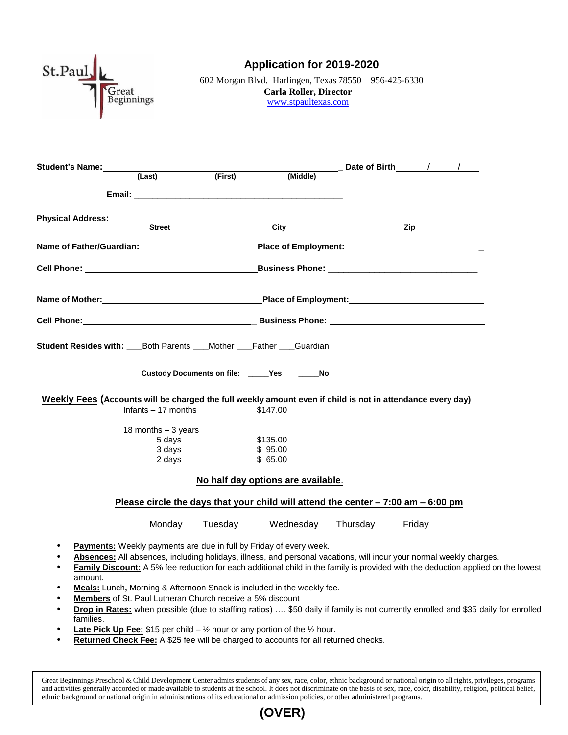St.Paul Great Beginnings

# Application for 2019-2020

602 Morgan Blvd. Harlingen, Texas 78550 – 956-425-6330
**Carla Roller, Director**
www.stpaultexas.com

**Student's Name:** ______________________________________________ **Date of Birth** ____/____/____
(Last) (First) (Middle)

**Email:** ______________________________________________

**Physical Address:** ______________________________________________
Street City Zip

**Name of Father/Guardian:** ______________________ **Place of Employment:** ______________________

**Cell Phone:** ______________________ **Business Phone:** ______________________

**Name of Mother:** ______________________ **Place of Employment:** ______________________

**Cell Phone:** ______________________ **Business Phone:** ______________________

**Student Resides with:** ___Both Parents ___Mother ___Father ___Guardian

**Custody Documents on file:** _____Yes _____No

**Weekly Fees (Accounts will be charged the full weekly amount even if child is not in attendance every day)**

| | |
|---|---|
| Infants – 17 months | $147.00 |
| 18 months – 3 years | |
| 5 days | $135.00 |
| 3 days | $ 95.00 |
| 2 days | $ 65.00 |

**No half day options are available.**

**Please circle the days that your child will attend the center – 7:00 am – 6:00 pm**

Monday Tuesday Wednesday Thursday Friday

- **Payments:** Weekly payments are due in full by Friday of every week.
- **Absences:** All absences, including holidays, illness, and personal vacations, will incur your normal weekly charges.
- **Family Discount:** A 5% fee reduction for each additional child in the family is provided with the deduction applied on the lowest amount.
- **Meals:** Lunch**,** Morning & Afternoon Snack is included in the weekly fee.
- **Members** of St. Paul Lutheran Church receive a 5% discount
- **Drop in Rates:** when possible (due to staffing ratios) …. $50 daily if family is not currently enrolled and $35 daily for enrolled families.
- **Late Pick Up Fee:** $15 per child – ½ hour or any portion of the ½ hour.
- **Returned Check Fee:** A $25 fee will be charged to accounts for all returned checks.

Great Beginnings Preschool & Child Development Center admits students of any sex, race, color, ethnic background or national origin to all rights, privileges, programs and activities generally accorded or made available to students at the school. It does not discriminate on the basis of sex, race, color, disability, religion, political belief, ethnic background or national origin in administrations of its educational or admission policies, or other administered programs.

**(OVER)**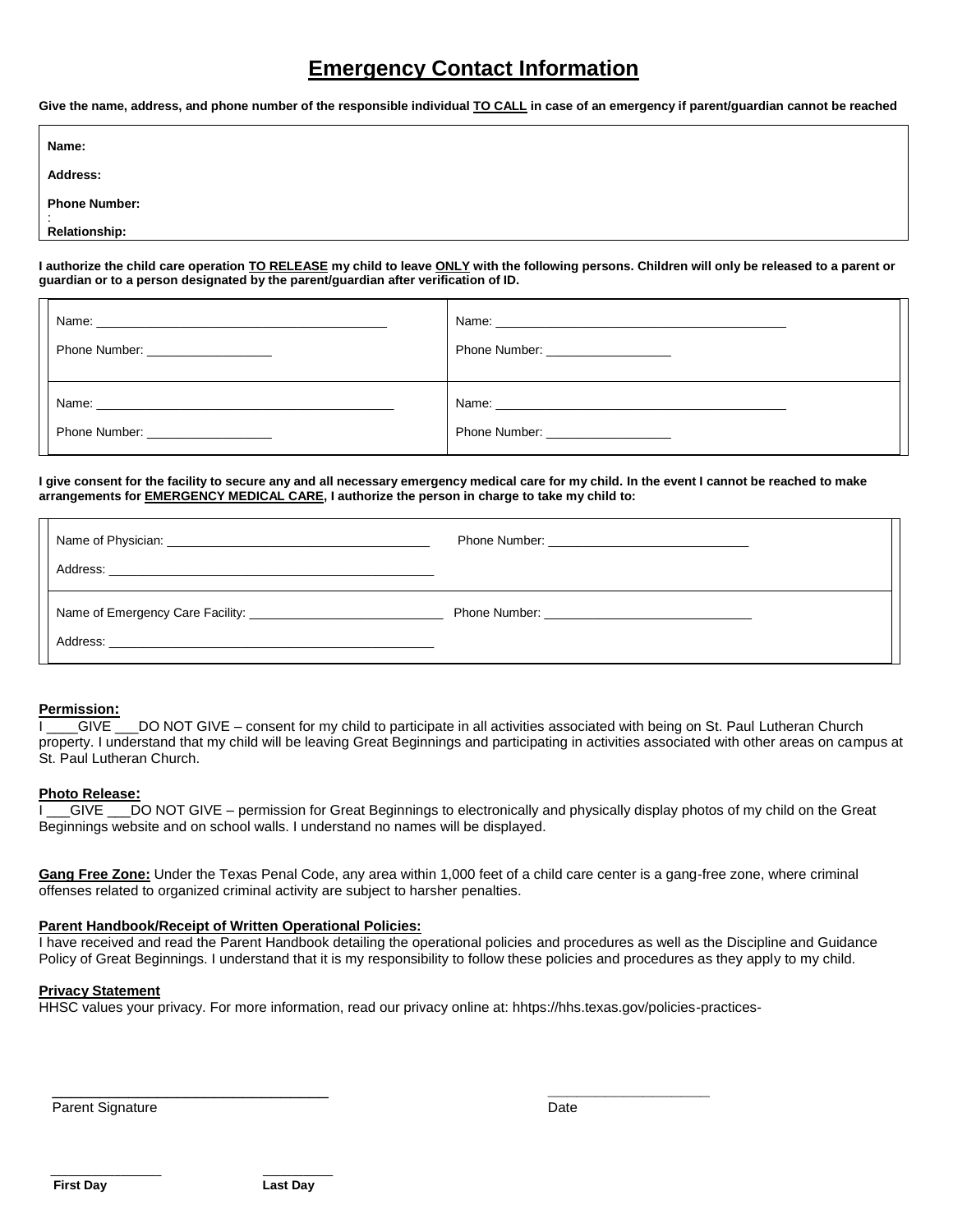# Emergency Contact Information

**Give the name, address, and phone number of the responsible individual TO CALL in case of an emergency if parent/guardian cannot be reached**

**Name:**

**Address:**

**Phone Number:**

**Relationship:**

**I authorize the child care operation TO RELEASE my child to leave ONLY with the following persons. Children will only be released to a parent or guardian or to a person designated by the parent/guardian after verification of ID.**

| | |
|---|---|
| Name: ______________________ <br> Phone Number: __________ | Name: ______________________ <br> Phone Number: __________ |
| Name: ______________________ <br> Phone Number: __________ | Name: ______________________ <br> Phone Number: __________ |

**I give consent for the facility to secure any and all necessary emergency medical care for my child. In the event I cannot be reached to make arrangements for EMERGENCY MEDICAL CARE, I authorize the person in charge to take my child to:**

| | |
|---|---|
| Name of Physician: ______________________ <br> Address: ______________________ | Phone Number: ______________________ |
| Name of Emergency Care Facility: ______________________ <br> Address: ______________________ | Phone Number: ______________________ |

**Permission:**

I ____GIVE ___DO NOT GIVE – consent for my child to participate in all activities associated with being on St. Paul Lutheran Church property. I understand that my child will be leaving Great Beginnings and participating in activities associated with other areas on campus at St. Paul Lutheran Church.

**Photo Release:**

I ___GIVE ___DO NOT GIVE – permission for Great Beginnings to electronically and physically display photos of my child on the Great Beginnings website and on school walls. I understand no names will be displayed.

**Gang Free Zone:** Under the Texas Penal Code, any area within 1,000 feet of a child care center is a gang-free zone, where criminal offenses related to organized criminal activity are subject to harsher penalties.

**Parent Handbook/Receipt of Written Operational Policies:**

I have received and read the Parent Handbook detailing the operational policies and procedures as well as the Discipline and Guidance Policy of Great Beginnings. I understand that it is my responsibility to follow these policies and procedures as they apply to my child.

**Privacy Statement**

HHSC values your privacy. For more information, read our privacy online at: hhttps://hhs.texas.gov/policies-practices-

______________________________ &nbsp;&nbsp;&nbsp;&nbsp;&nbsp;&nbsp;&nbsp;&nbsp; ____________________

Parent Signature &nbsp;&nbsp;&nbsp;&nbsp;&nbsp;&nbsp;&nbsp;&nbsp;&nbsp;&nbsp;&nbsp;&nbsp;&nbsp;&nbsp;&nbsp;&nbsp;&nbsp;&nbsp;&nbsp;&nbsp;&nbsp;&nbsp;&nbsp;&nbsp;&nbsp;&nbsp; Date

______________ &nbsp;&nbsp;&nbsp;&nbsp;&nbsp;&nbsp;&nbsp;&nbsp; _________

**First Day** &nbsp;&nbsp;&nbsp;&nbsp;&nbsp;&nbsp;&nbsp;&nbsp;&nbsp;&nbsp;&nbsp;&nbsp;&nbsp;&nbsp;&nbsp;&nbsp; **Last Day**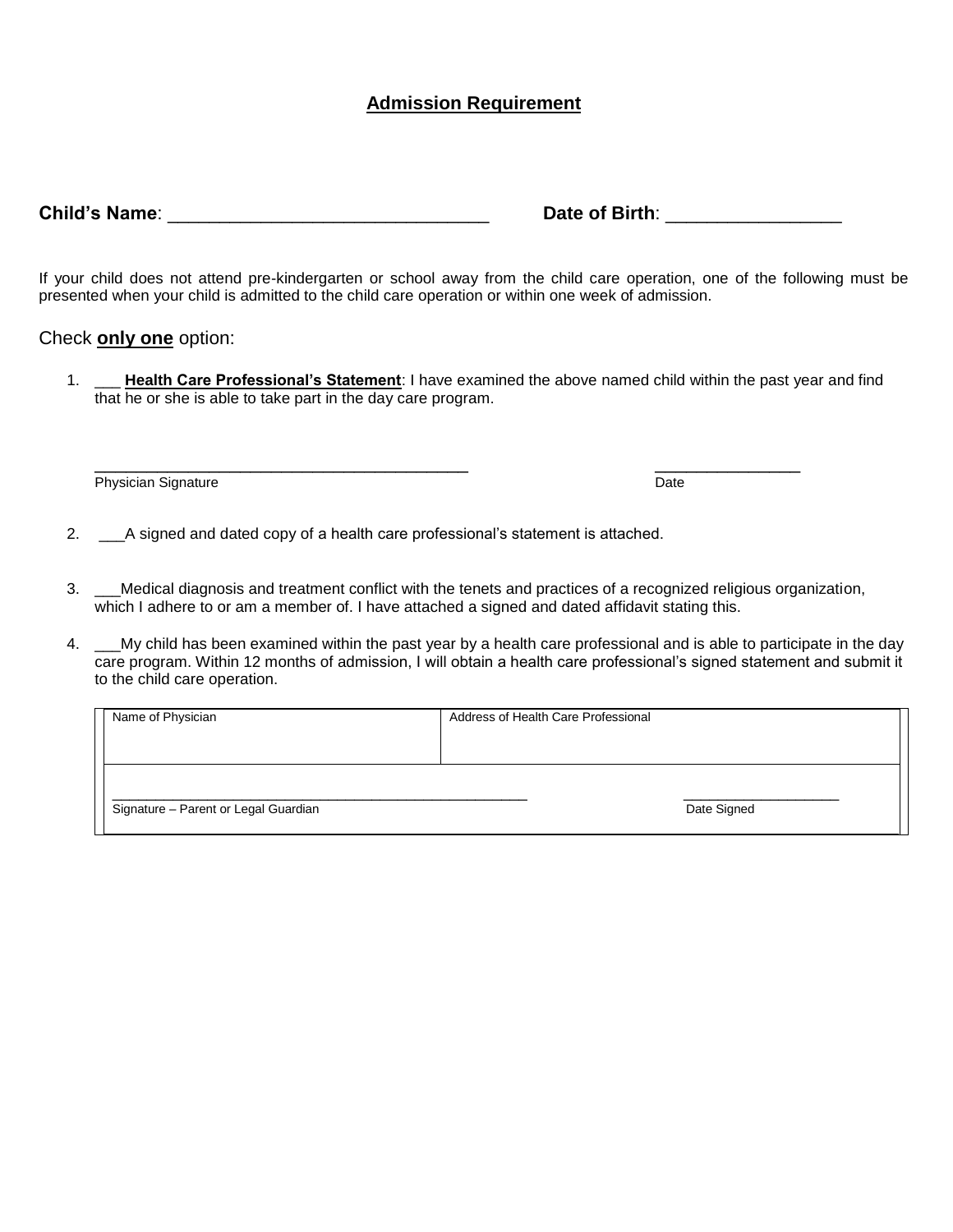# Admission Requirement

**Child's Name**: ________________________________ **Date of Birth**: _________________

If your child does not attend pre-kindergarten or school away from the child care operation, one of the following must be presented when your child is admitted to the child care operation or within one week of admission.

Check **only one** option:

1. ___ **Health Care Professional's Statement**: I have examined the above named child within the past year and find that he or she is able to take part in the day care program.

   _____________________________________________ _________________
   Physician Signature Date

2. ___A signed and dated copy of a health care professional's statement is attached.

3. ___Medical diagnosis and treatment conflict with the tenets and practices of a recognized religious organization, which I adhere to or am a member of. I have attached a signed and dated affidavit stating this.

4. ___My child has been examined within the past year by a health care professional and is able to participate in the day care program. Within 12 months of admission, I will obtain a health care professional's signed statement and submit it to the child care operation.

| Name of Physician | Address of Health Care Professional |
| --- | --- |
| _____________________________________________________ Signature – Parent or Legal Guardian | ____________________ Date Signed |